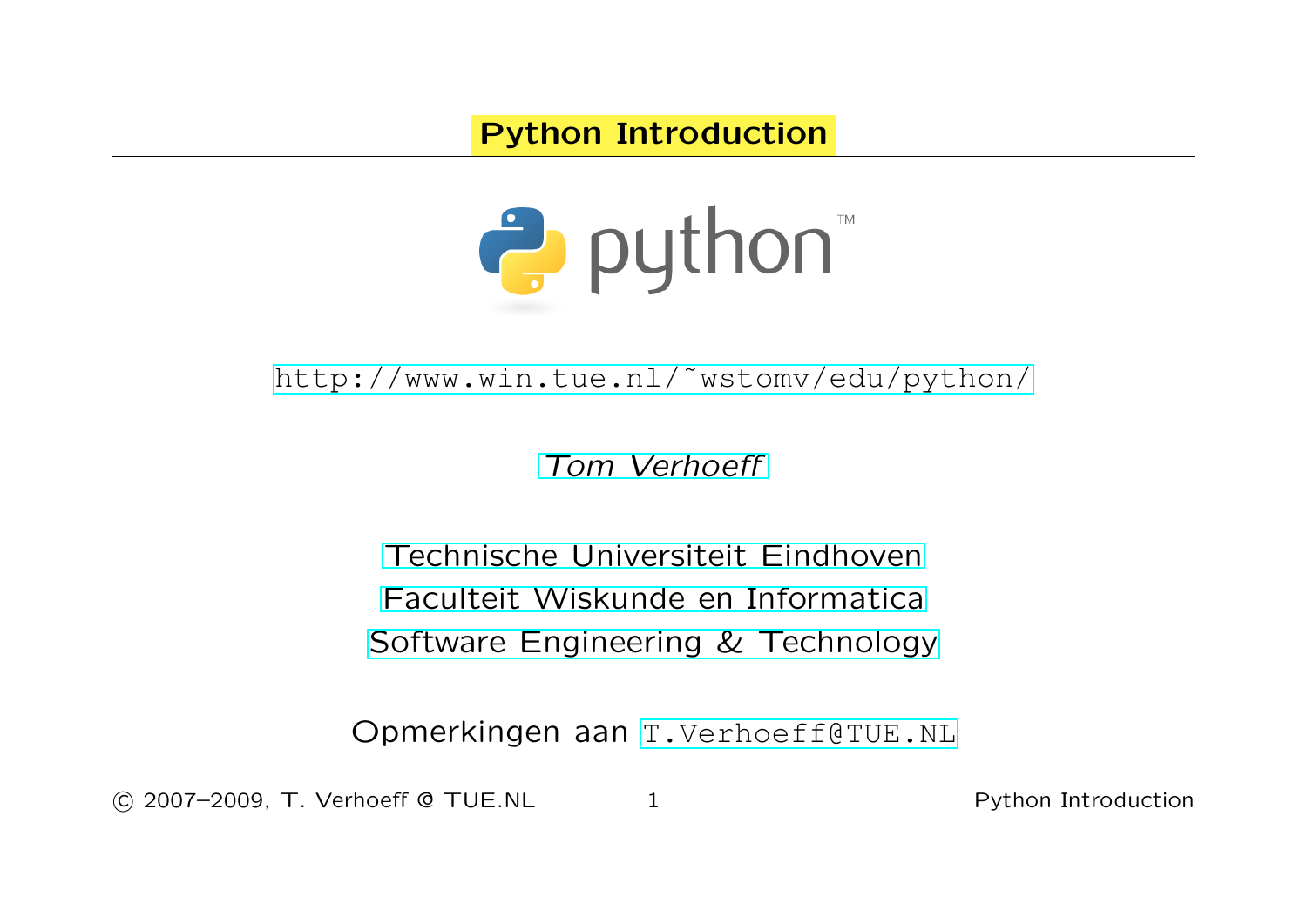# Python Introduction

http://www.win.tue.nl/˜wstomv/edu/python/

*Tom Verhoeff*

Technische Universiteit Eindhoven

Faculteit Wiskunde en Informatica

Software Engineering & Technology

Opmerkingen aan T.Verhoeff@TUE.NL

© 2007–2009, T. Verhoeff @ TUE.NL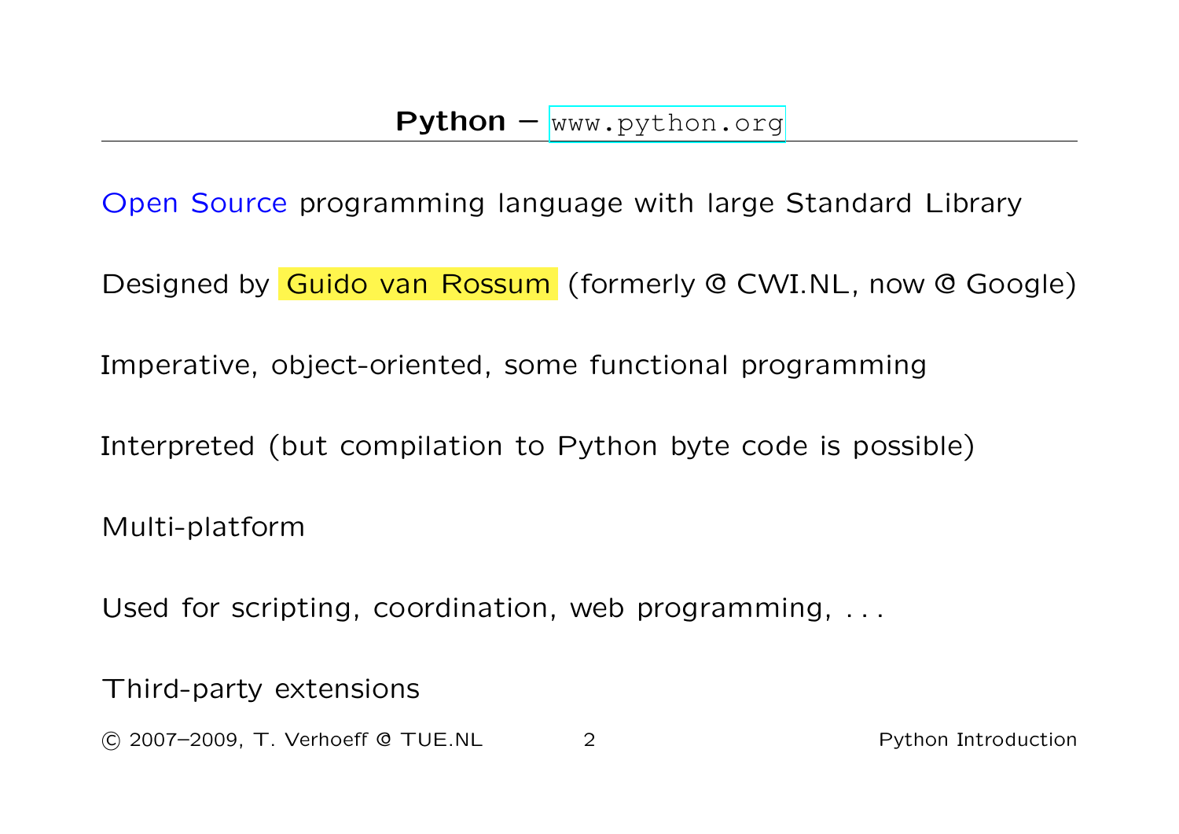## **Python** – `www.python.org`

Open Source programming language with large Standard Library

Designed by Guido van Rossum (formerly @ CWI.NL, now @ Google)

Imperative, object-oriented, some functional programming

Interpreted (but compilation to Python byte code is possible)

Multi-platform

Used for scripting, coordination, web programming, ...

Third-party extensions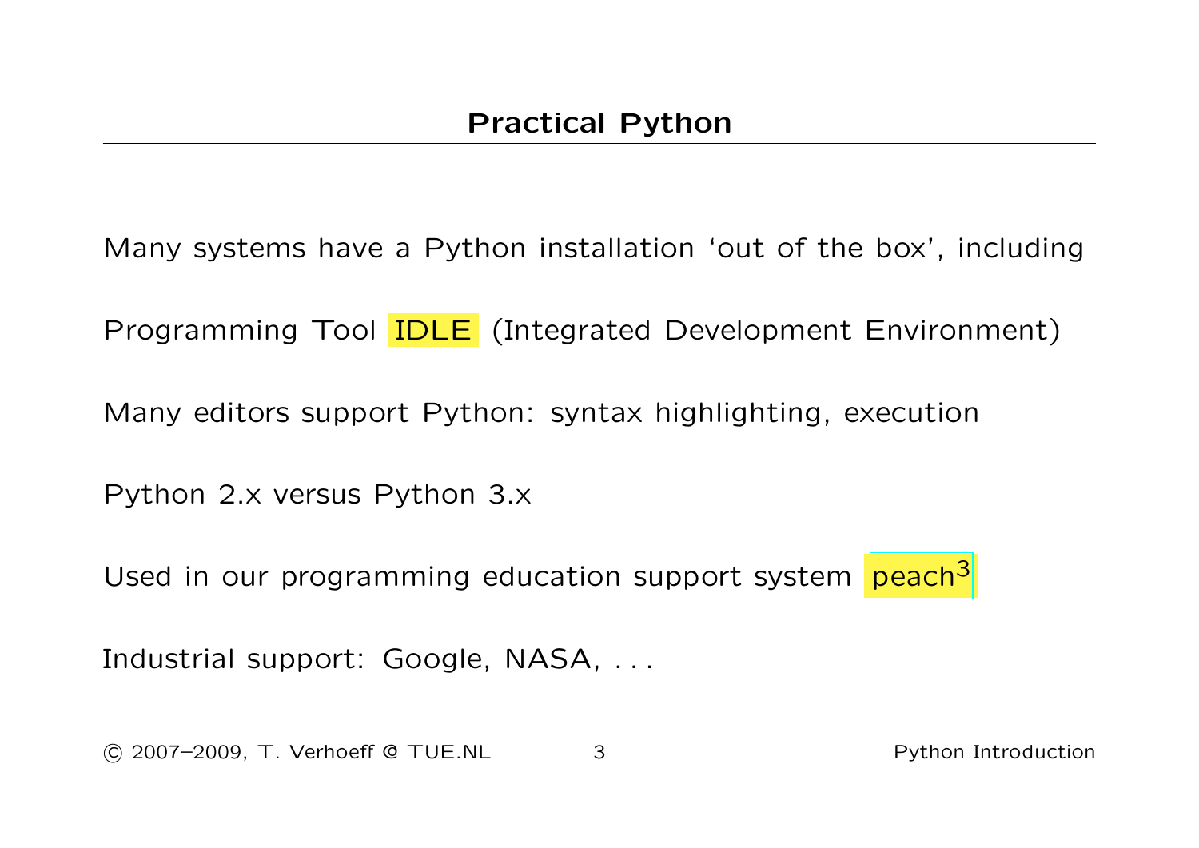# Practical Python

Many systems have a Python installation 'out of the box', including

Programming Tool IDLE (Integrated Development Environment)

Many editors support Python: syntax highlighting, execution

Python 2.x versus Python 3.x

Used in our programming education support system peach[3]

Industrial support: Google, NASA, . . .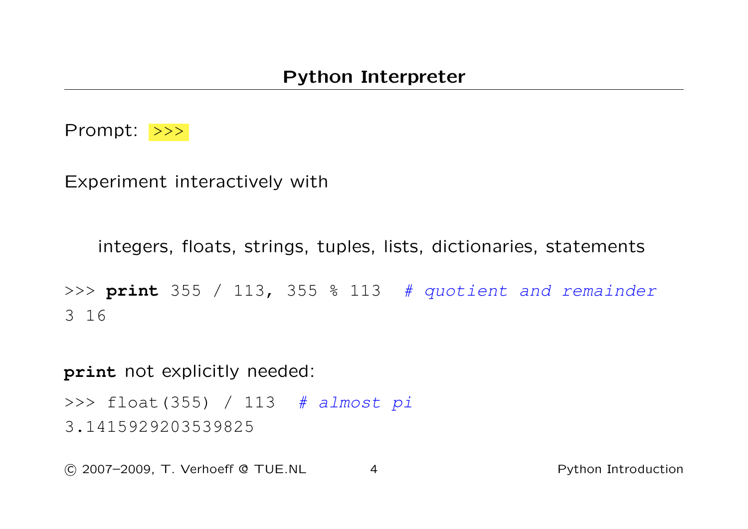## Python Interpreter

Prompt: `>>>`

Experiment interactively with

integers, floats, strings, tuples, lists, dictionaries, statements

```
>>> print 355 / 113, 355 % 113  # quotient and remainder
3 16
```

**print** not explicitly needed:

```
>>> float(355) / 113  # almost pi
3.1415929203539825
```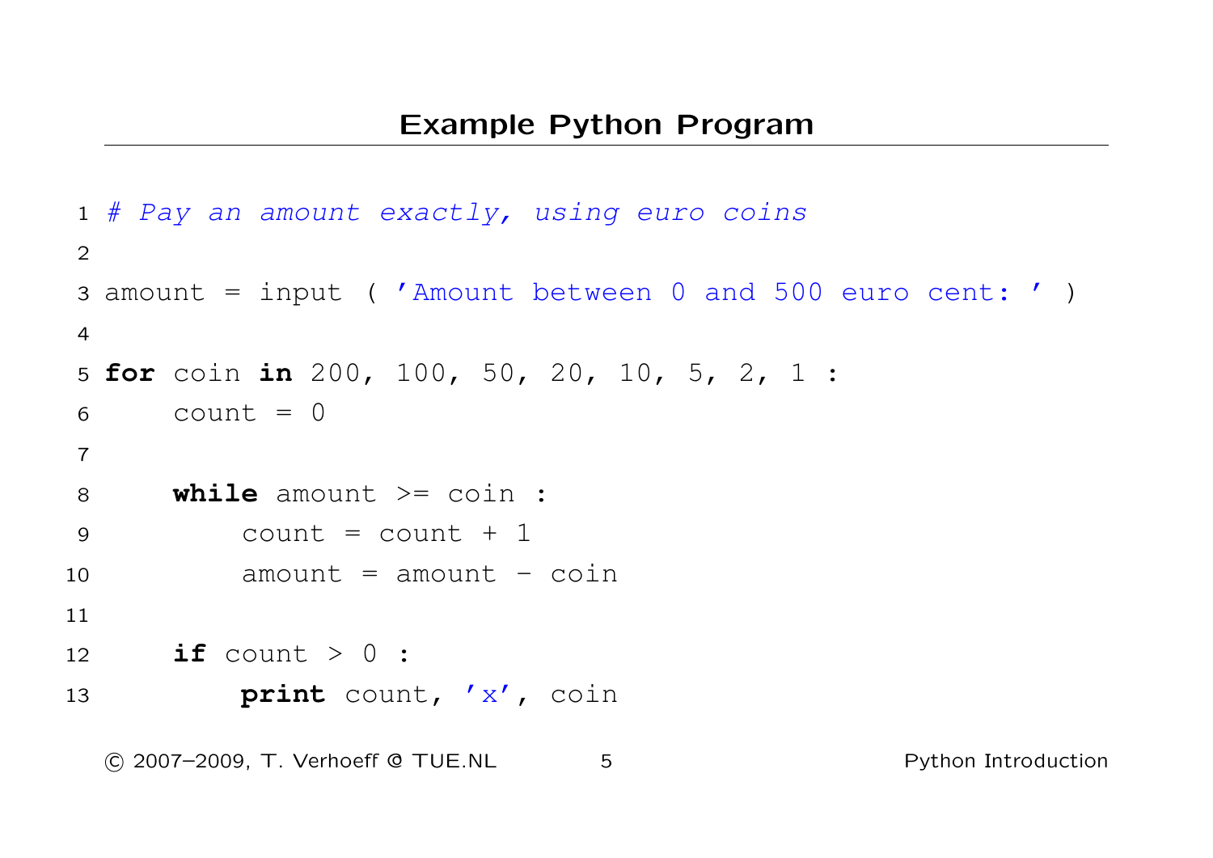# Example Python Program

```
 1 # Pay an amount exactly, using euro coins
 2
 3 amount = input ( 'Amount between 0 and 500 euro cent: ' )
 4
 5 for coin in 200, 100, 50, 20, 10, 5, 2, 1 :
 6     count = 0
 7
 8     while amount >= coin :
 9         count = count + 1
10         amount = amount - coin
11
12     if count > 0 :
13         print count, 'x', coin
```

© 2007–2009, T. Verhoeff @ TUE.NL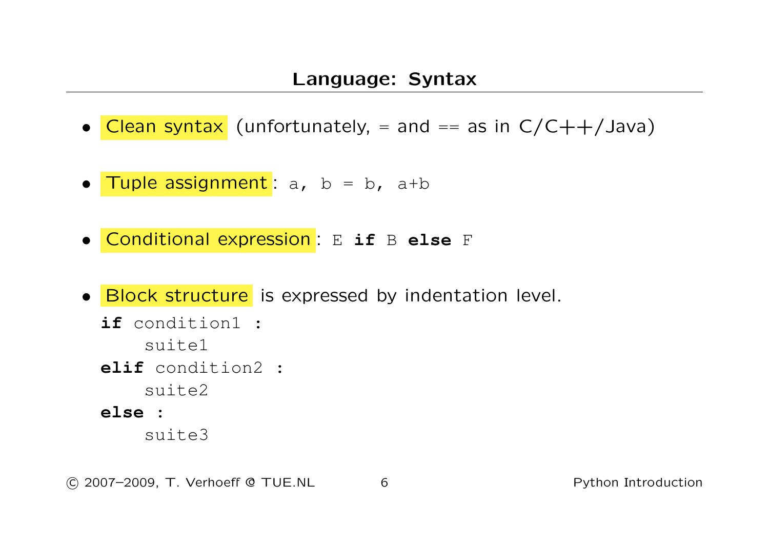## Language: Syntax

- **Clean syntax** (unfortunately, = and == as in C/C++/Java)
- **Tuple assignment**: `a, b = b, a+b`
- **Conditional expression**: `E if B else F`
- **Block structure** is expressed by indentation level.

```
if condition1 :
    suite1
elif condition2 :
    suite2
else :
    suite3
```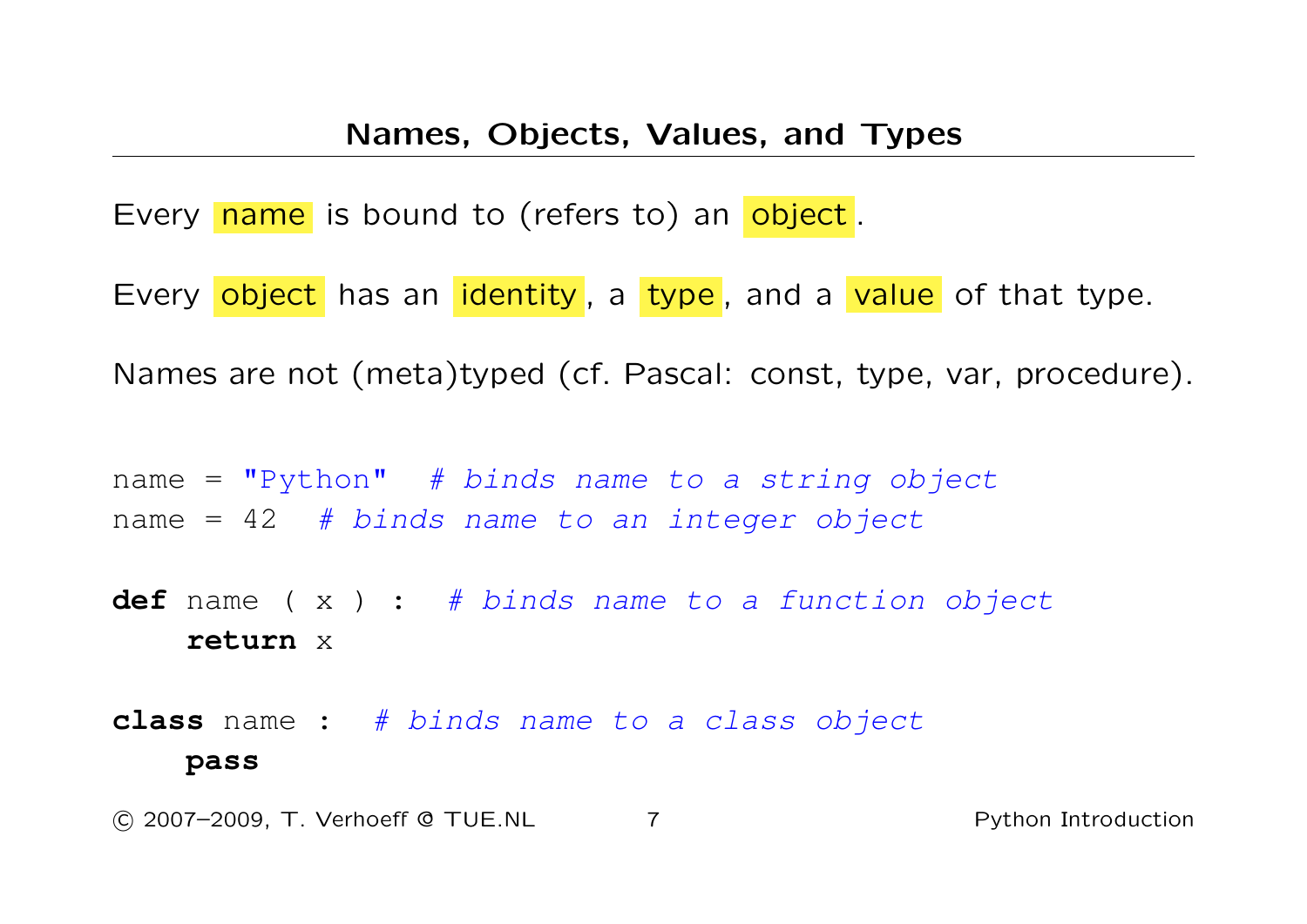## Names, Objects, Values, and Types

Every name is bound to (refers to) an object.

Every object has an identity, a type, and a value of that type.

Names are not (meta)typed (cf. Pascal: const, type, var, procedure).

```
name = "Python"  # binds name to a string object
name = 42  # binds name to an integer object

def name ( x ) :  # binds name to a function object
    return x

class name :  # binds name to a class object
    pass
```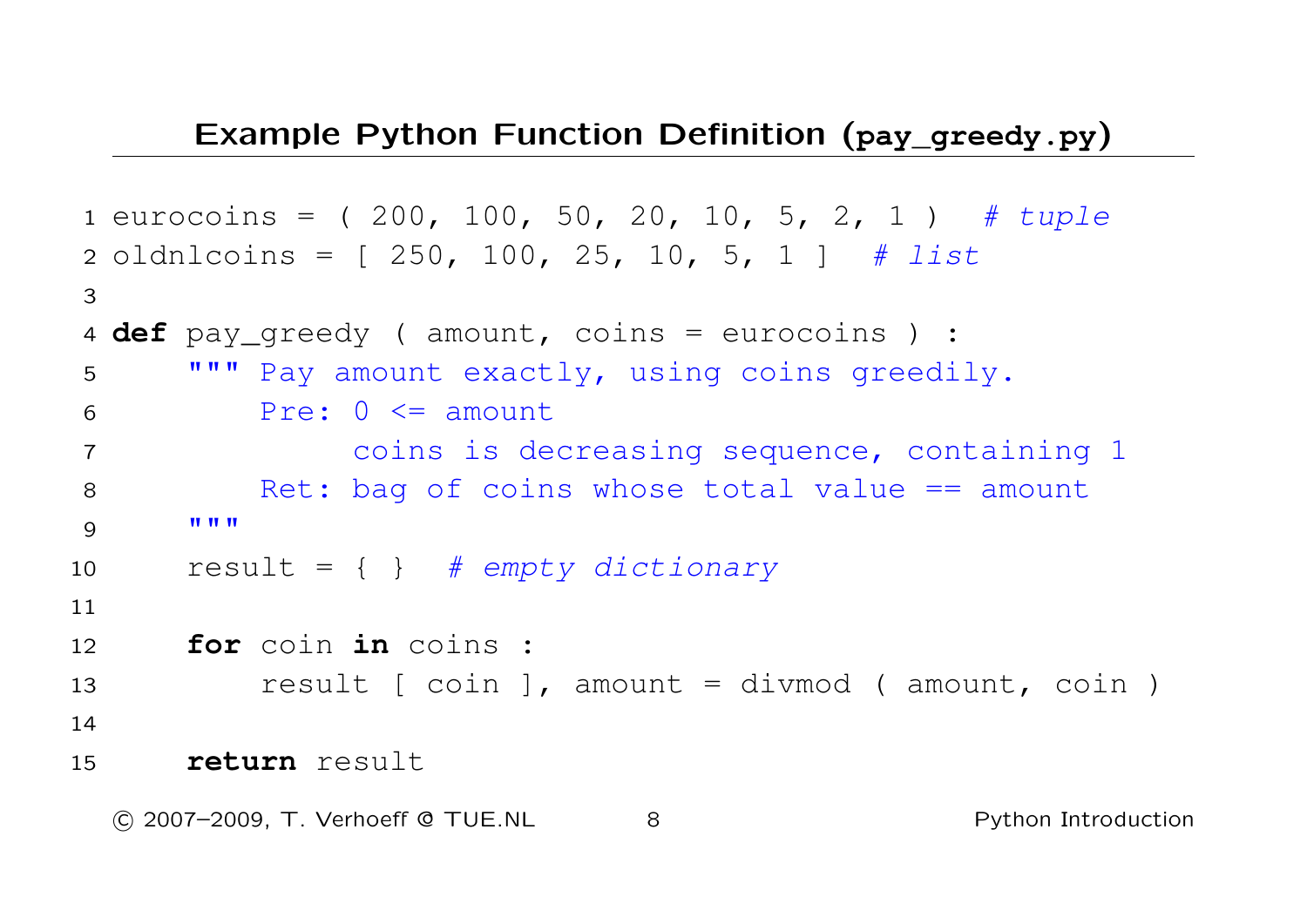## Example Python Function Definition (pay_greedy.py)

```python
eurocoins = ( 200, 100, 50, 20, 10, 5, 2, 1 )  # tuple
oldnlcoins = [ 250, 100, 25, 10, 5, 1 ]  # list

def pay_greedy ( amount, coins = eurocoins ) :
    """ Pay amount exactly, using coins greedily.
        Pre: 0 <= amount
             coins is decreasing sequence, containing 1
        Ret: bag of coins whose total value == amount
    """
    result = { }  # empty dictionary

    for coin in coins :
        result [ coin ], amount = divmod ( amount, coin )

    return result
```

© 2007–2009, T. Verhoeff @ TUE.NL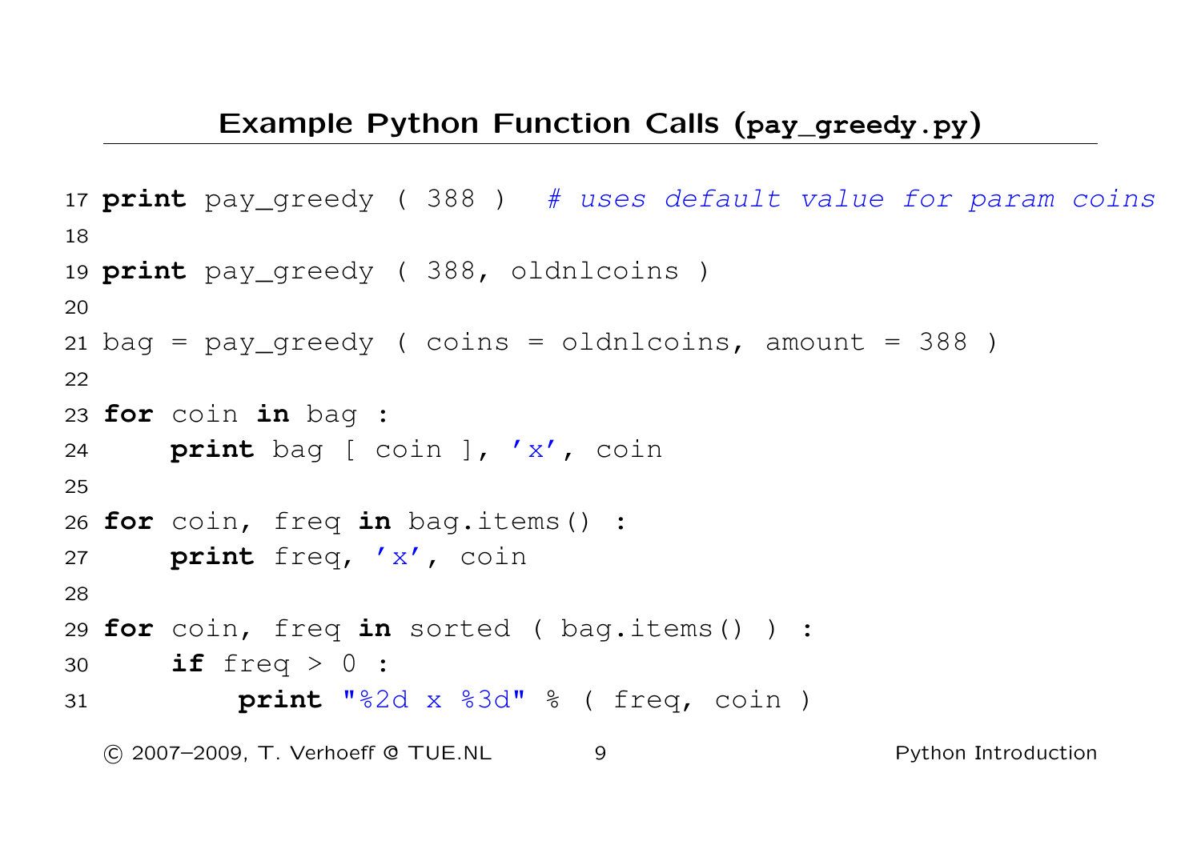## Example Python Function Calls (`pay_greedy.py`)

```
17 print pay_greedy ( 388 )  # uses default value for param coins
18
19 print pay_greedy ( 388, oldnlcoins )
20
21 bag = pay_greedy ( coins = oldnlcoins, amount = 388 )
22
23 for coin in bag :
24     print bag [ coin ], 'x', coin
25
26 for coin, freq in bag.items() :
27     print freq, 'x', coin
28
29 for coin, freq in sorted ( bag.items() ) :
30     if freq > 0 :
31         print "%2d x %3d" % ( freq, coin )
```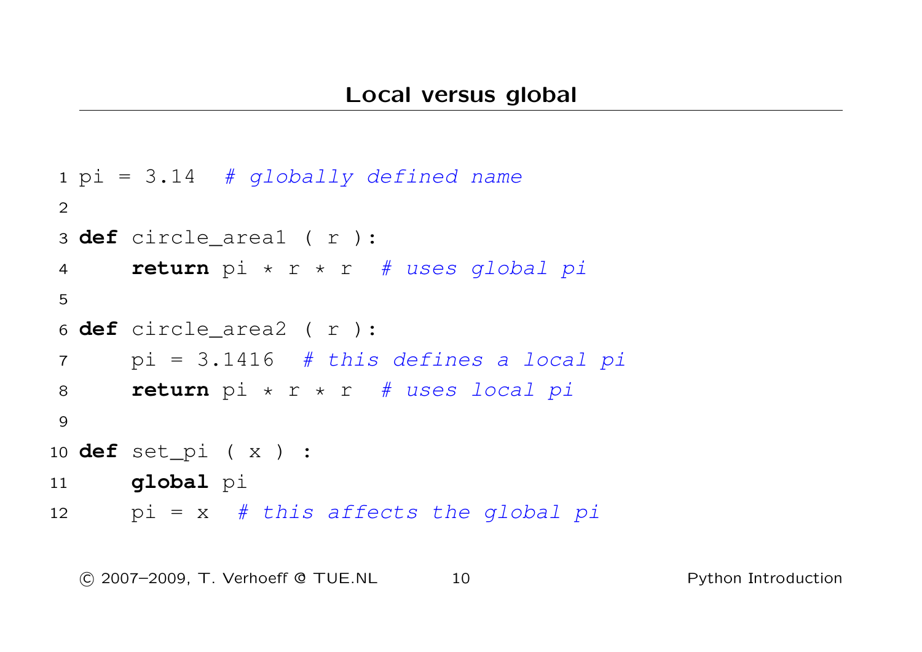## Local versus global

```python
pi = 3.14  # globally defined name

def circle_area1 ( r ):
    return pi * r * r  # uses global pi

def circle_area2 ( r ):
    pi = 3.1416  # this defines a local pi
    return pi * r * r  # uses local pi

def set_pi ( x ) :
    global pi
    pi = x  # this affects the global pi
```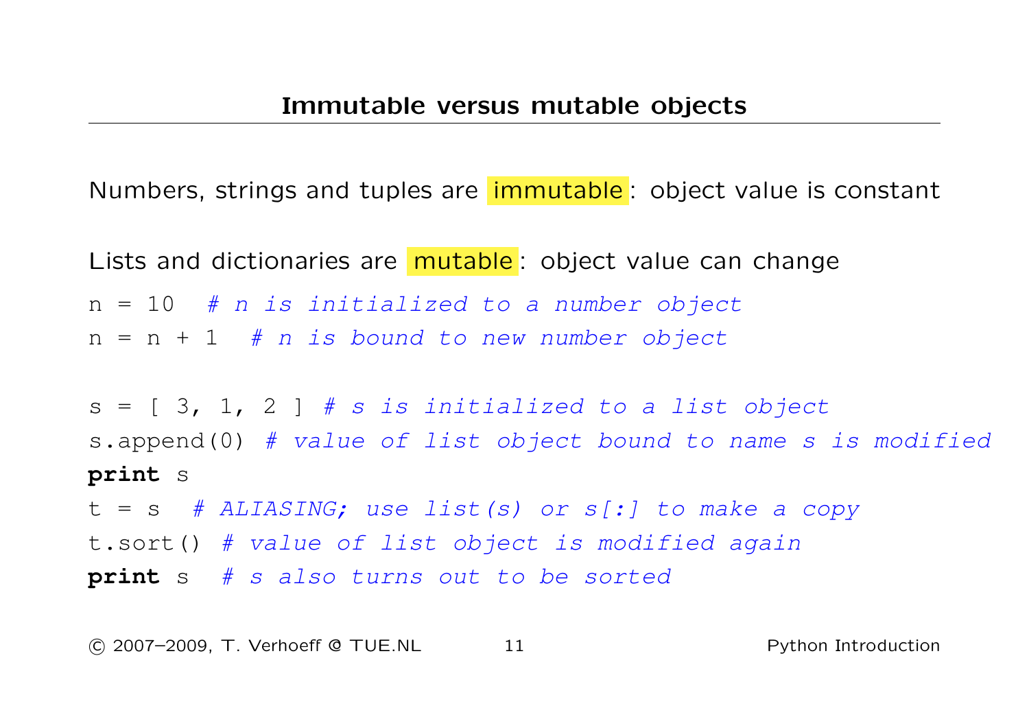## Immutable versus mutable objects

Numbers, strings and tuples are **immutable**: object value is constant

Lists and dictionaries are **mutable**: object value can change

```
n = 10  # n is initialized to a number object
n = n + 1  # n is bound to new number object

s = [ 3, 1, 2 ] # s is initialized to a list object
s.append(0) # value of list object bound to name s is modified
print s
t = s  # ALIASING; use list(s) or s[:] to make a copy
t.sort() # value of list object is modified again
print s  # s also turns out to be sorted
```

© 2007–2009, T. Verhoeff @ TUE.NL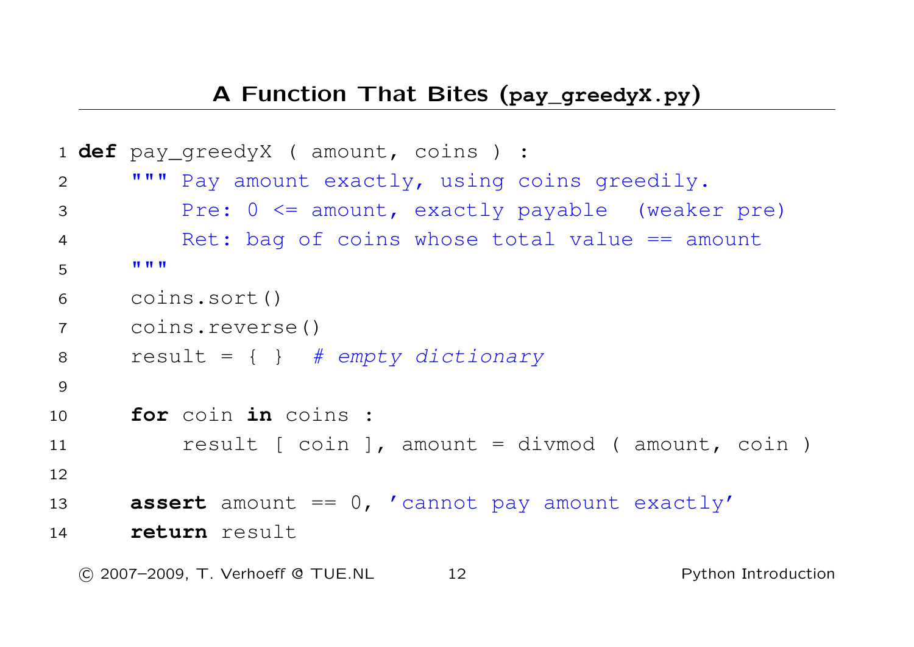## A Function That Bites (pay_greedyX.py)

```python
def pay_greedyX ( amount, coins ) :
    """ Pay amount exactly, using coins greedily.
        Pre: 0 <= amount, exactly payable  (weaker pre)
        Ret: bag of coins whose total value == amount
    """
    coins.sort()
    coins.reverse()
    result = { }  # empty dictionary

    for coin in coins :
        result [ coin ], amount = divmod ( amount, coin )

    assert amount == 0, 'cannot pay amount exactly'
    return result
```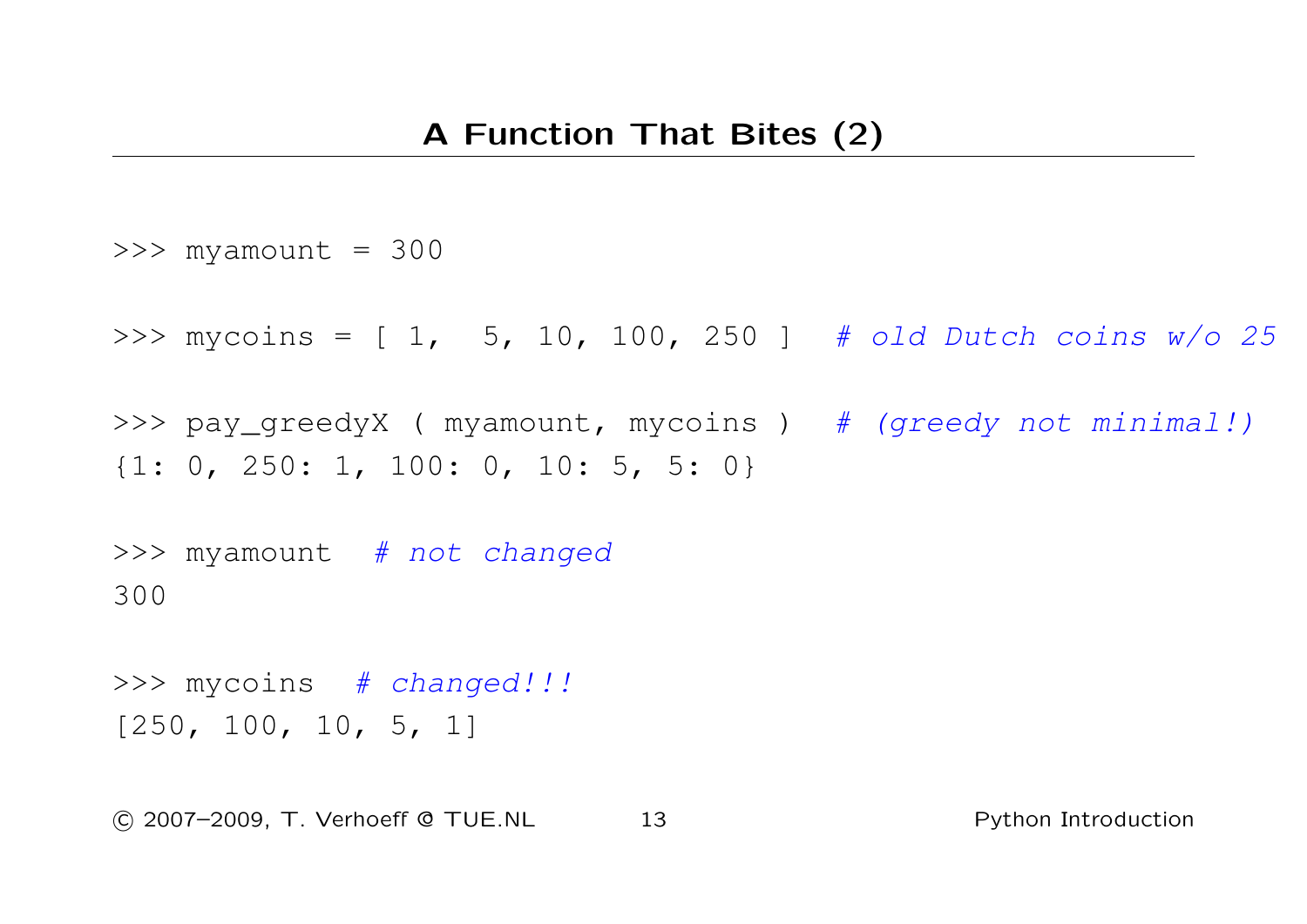## A Function That Bites (2)

```
>>> myamount = 300

>>> mycoins = [ 1,  5, 10, 100, 250 ]  # old Dutch coins w/o 25

>>> pay_greedyX ( myamount, mycoins )  # (greedy not minimal!)
{1: 0, 250: 1, 100: 0, 10: 5, 5: 0}

>>> myamount  # not changed
300

>>> mycoins  # changed!!!
[250, 100, 10, 5, 1]
```

© 2007–2009, T. Verhoeff @ TUE.NL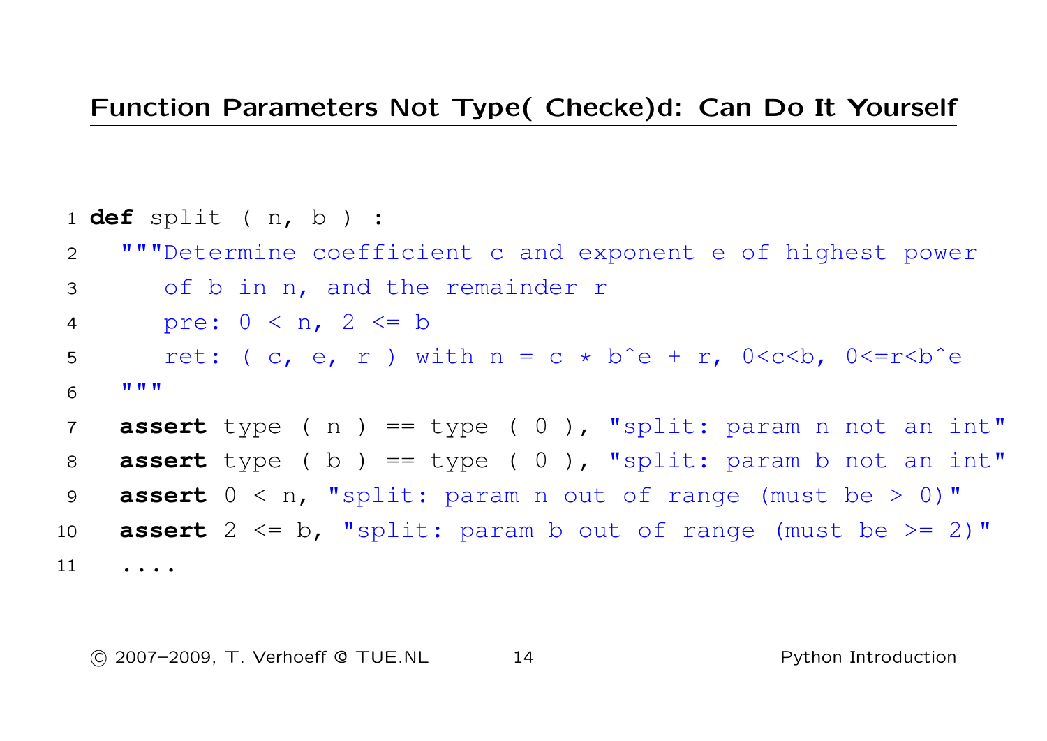## Function Parameters Not Type( Checke)d: Can Do It Yourself

```python
def split ( n, b ) :
  """Determine coefficient c and exponent e of highest power
     of b in n, and the remainder r
     pre: 0 < n, 2 <= b
     ret: ( c, e, r ) with n = c * b^e + r, 0<c<b, 0<=r<b^e
  """
  assert type ( n ) == type ( 0 ), "split: param n not an int"
  assert type ( b ) == type ( 0 ), "split: param b not an int"
  assert 0 < n, "split: param n out of range (must be > 0)"
  assert 2 <= b, "split: param b out of range (must be >= 2)"
  ....
```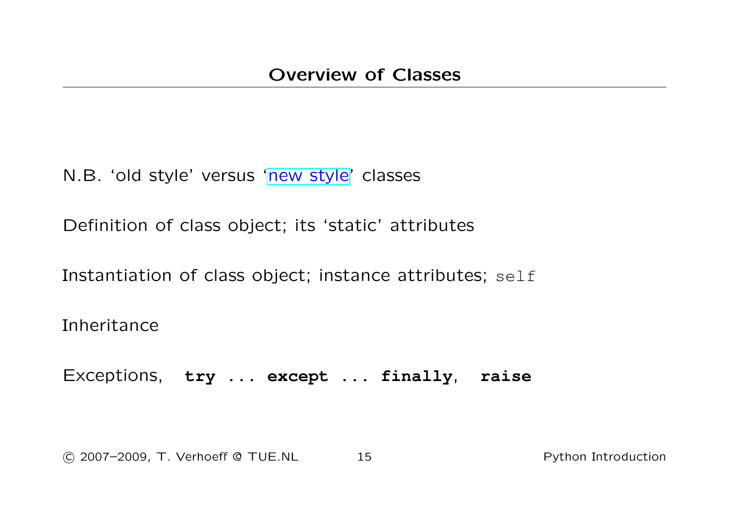# Overview of Classes

N.B. 'old style' versus 'new style' classes

Definition of class object; its 'static' attributes

Instantiation of class object; instance attributes; `self`

Inheritance

Exceptions, **`try ... except ... finally`**, **`raise`**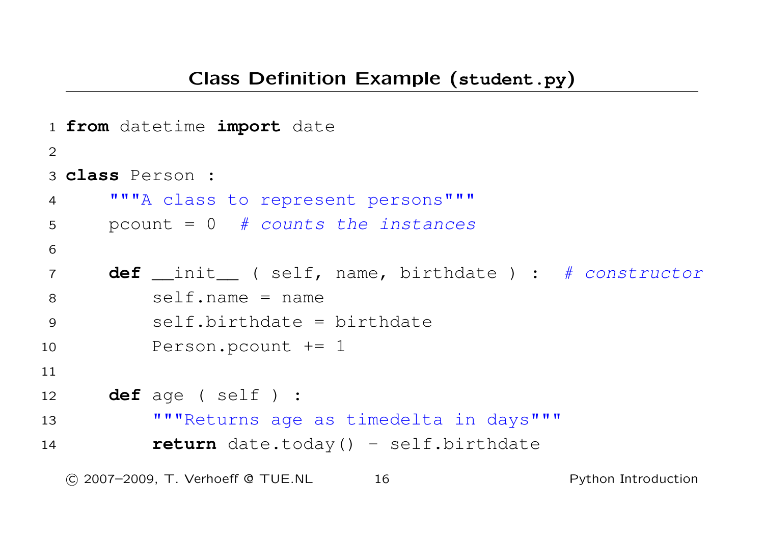## Class Definition Example (`student.py`)

```python
from datetime import date

class Person :
    """A class to represent persons"""
    pcount = 0  # counts the instances

    def __init__ ( self, name, birthdate ) :  # constructor
        self.name = name
        self.birthdate = birthdate
        Person.pcount += 1

    def age ( self ) :
        """Returns age as timedelta in days"""
        return date.today() - self.birthdate
```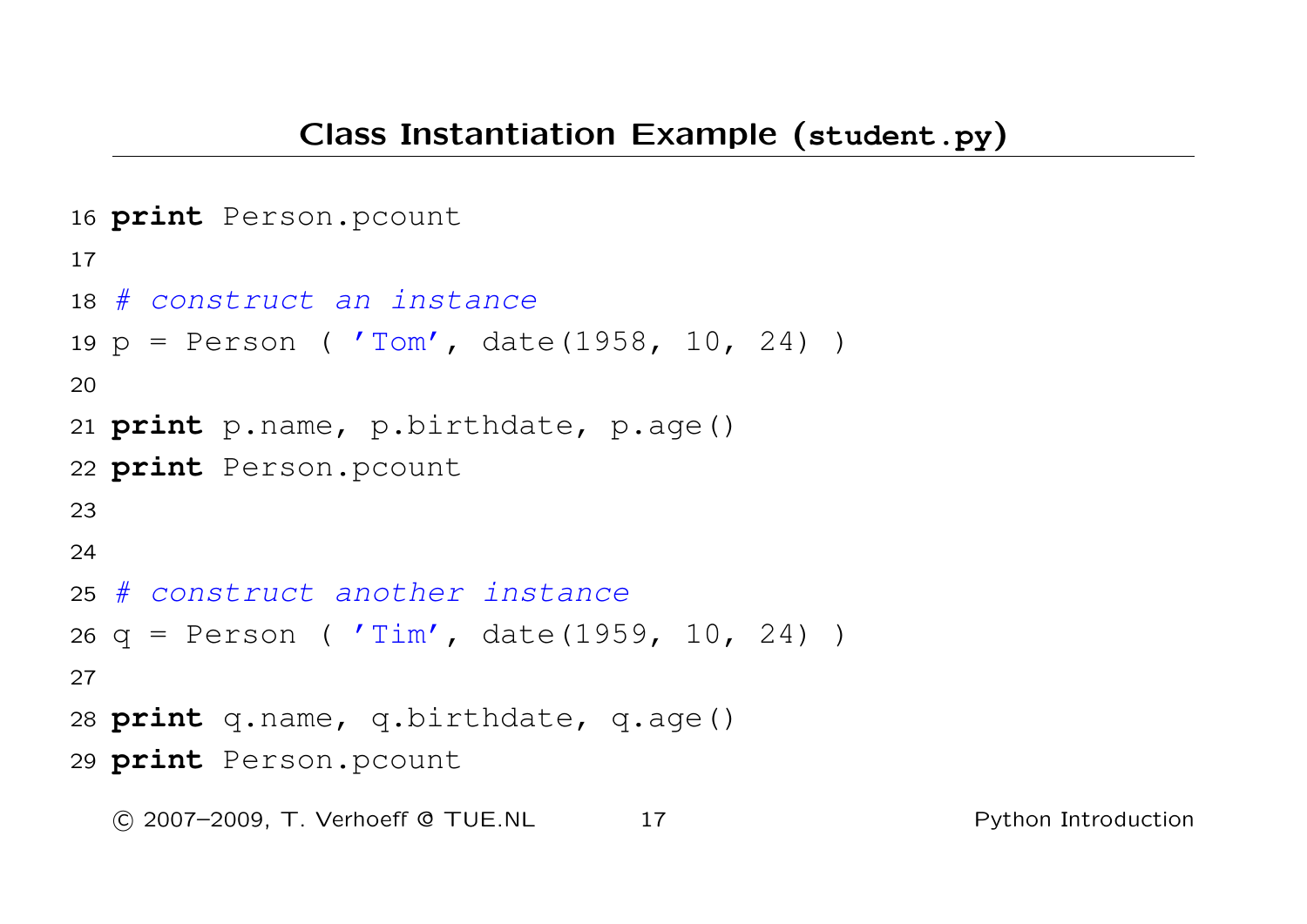## Class Instantiation Example (`student.py`)

```
16 print Person.pcount
17
18 # construct an instance
19 p = Person ( 'Tom', date(1958, 10, 24) )
20
21 print p.name, p.birthdate, p.age()
22 print Person.pcount
23
24
25 # construct another instance
26 q = Person ( 'Tim', date(1959, 10, 24) )
27
28 print q.name, q.birthdate, q.age()
29 print Person.pcount
```

© 2007–2009, T. Verhoeff @ TUE.NL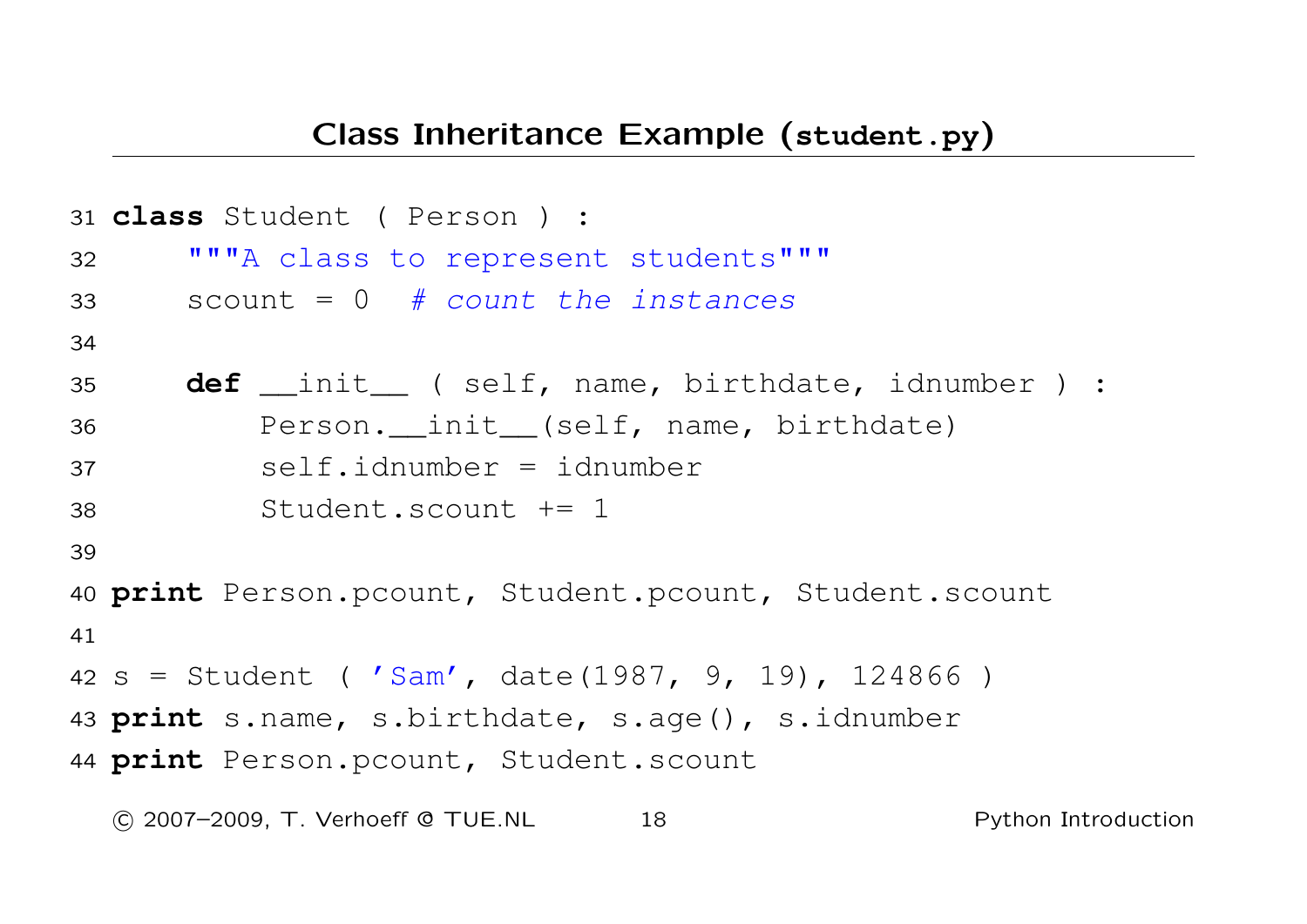## Class Inheritance Example (**student.py**)

```
31 class Student ( Person ) :
32     """A class to represent students"""
33     scount = 0  # count the instances
34
35     def __init__ ( self, name, birthdate, idnumber ) :
36         Person.__init__(self, name, birthdate)
37         self.idnumber = idnumber
38         Student.scount += 1
39
40 print Person.pcount, Student.pcount, Student.scount
41
42 s = Student ( 'Sam', date(1987, 9, 19), 124866 )
43 print s.name, s.birthdate, s.age(), s.idnumber
44 print Person.pcount, Student.scount
```

© 2007–2009, T. Verhoeff @ TUE.NL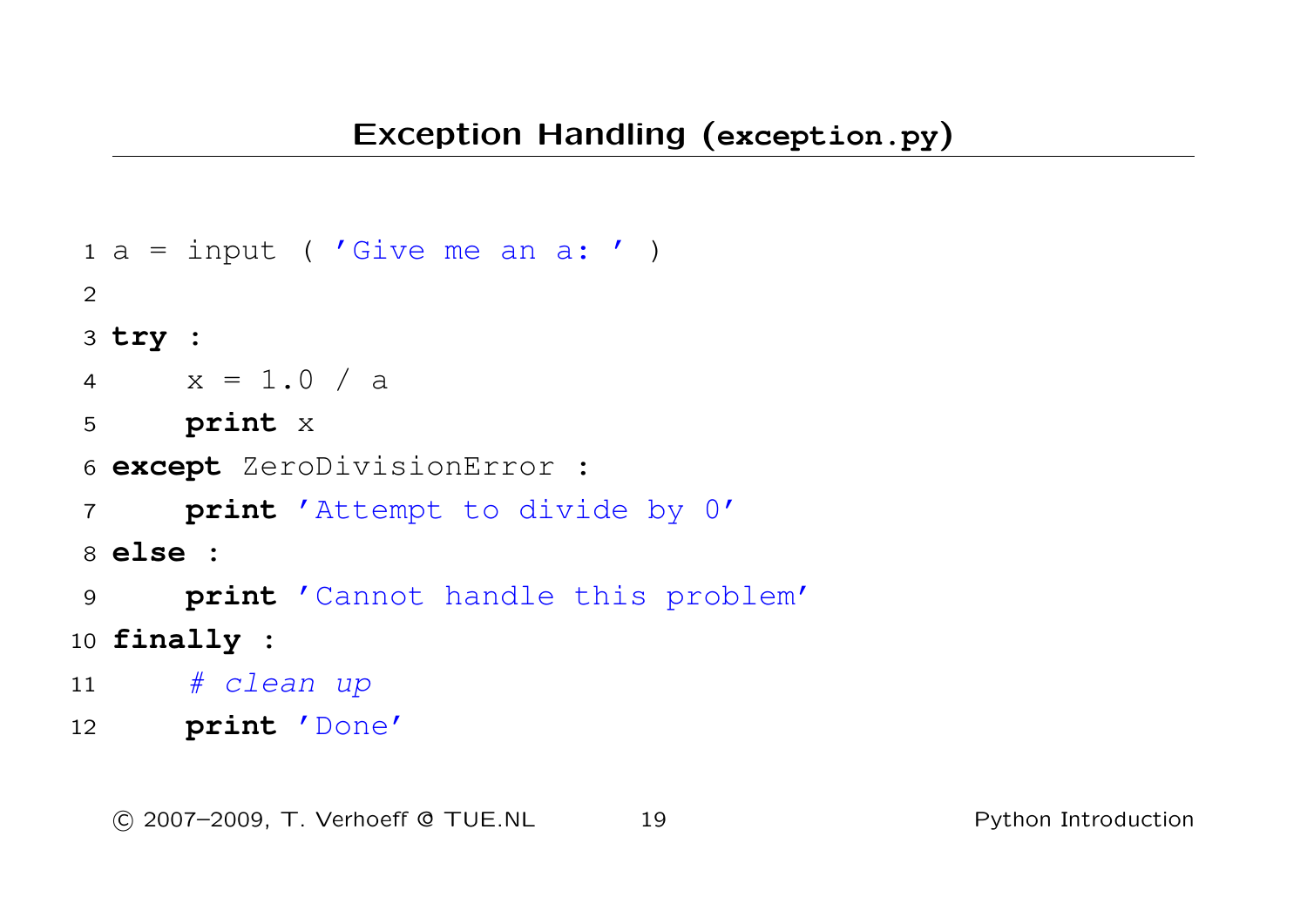## Exception Handling (`exception.py`)

```
1 a = input ( 'Give me an a: ' )
2
3 try :
4     x = 1.0 / a
5     print x
6 except ZeroDivisionError :
7     print 'Attempt to divide by 0'
8 else :
9     print 'Cannot handle this problem'
10 finally :
11     # clean up
12     print 'Done'
```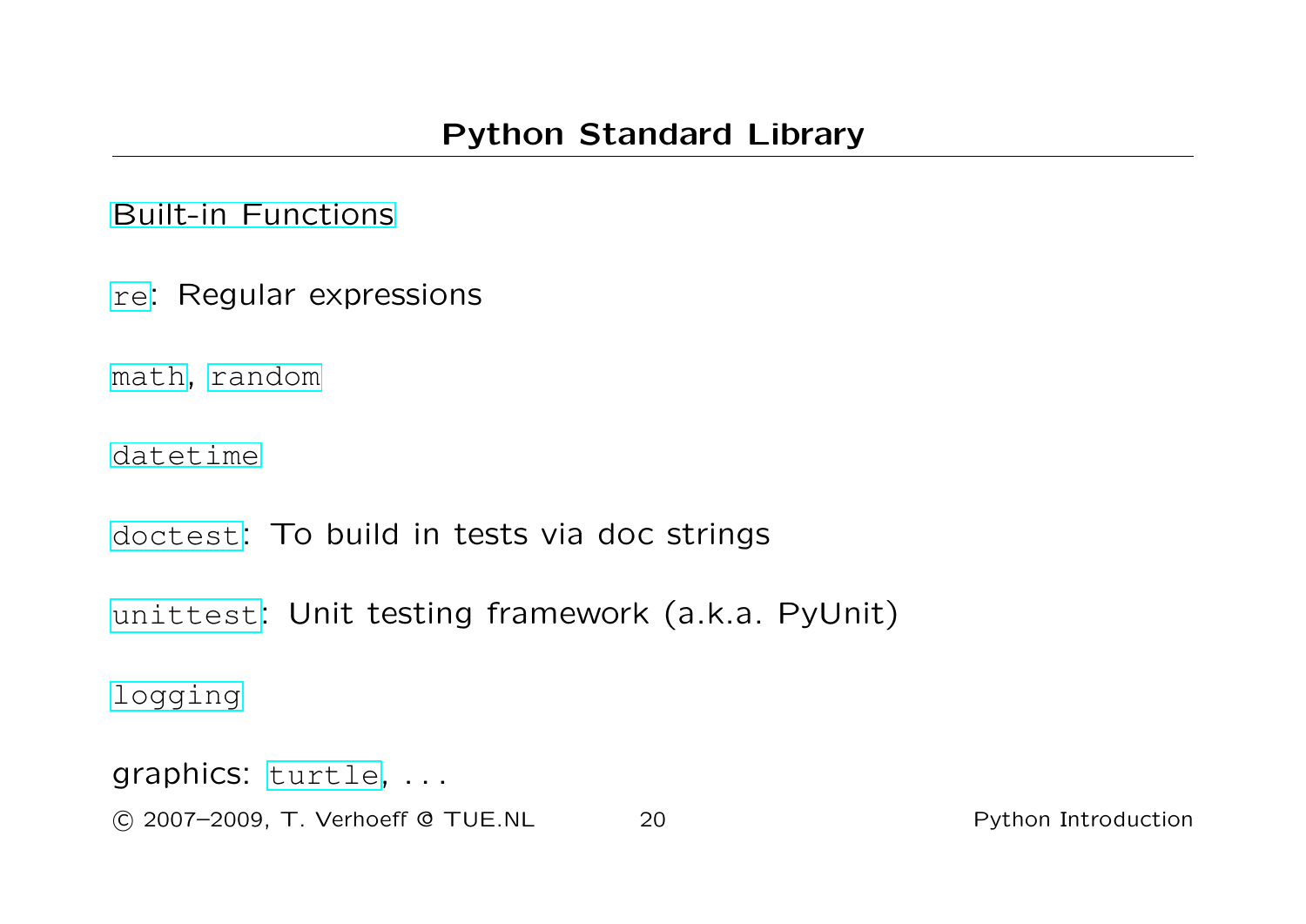## Python Standard Library

Built-in Functions

`re`: Regular expressions

`math`, `random`

`datetime`

`doctest`: To build in tests via doc strings

`unittest`: Unit testing framework (a.k.a. PyUnit)

`logging`

graphics: `turtle`, . . .

© 2007–2009, T. Verhoeff @ TUE.NL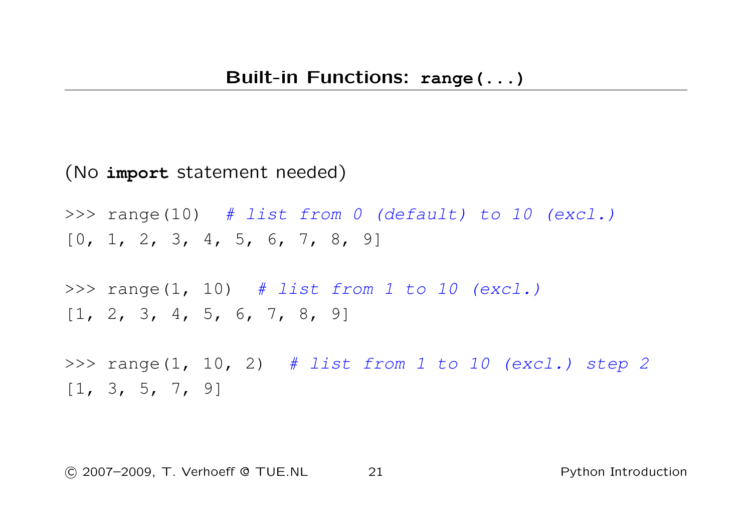## Built-in Functions: `range(...)`

(No **import** statement needed)

```
>>> range(10)  # list from 0 (default) to 10 (excl.)
[0, 1, 2, 3, 4, 5, 6, 7, 8, 9]

>>> range(1, 10)  # list from 1 to 10 (excl.)
[1, 2, 3, 4, 5, 6, 7, 8, 9]

>>> range(1, 10, 2)  # list from 1 to 10 (excl.) step 2
[1, 3, 5, 7, 9]
```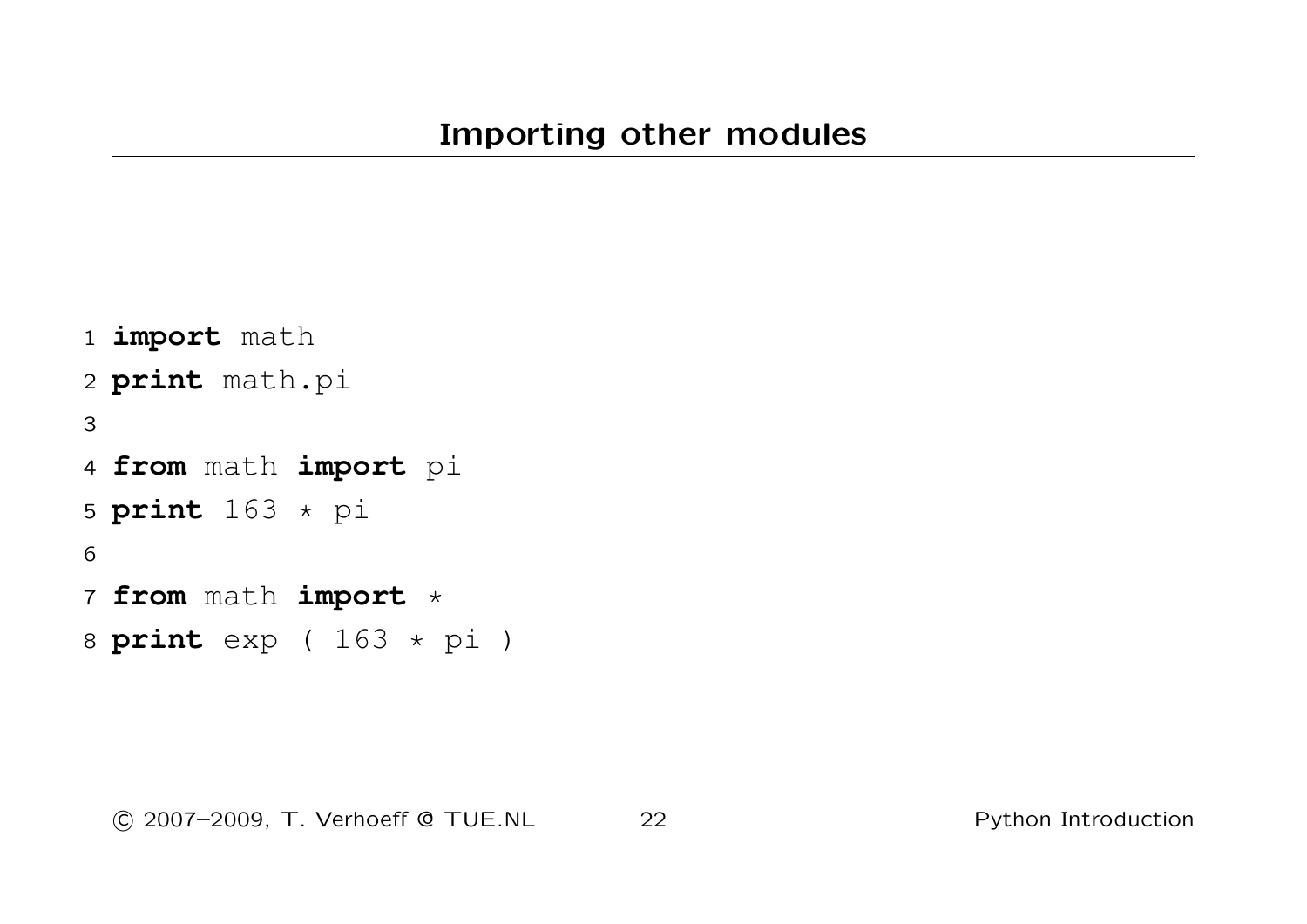# Importing other modules

```
1 import math
2 print math.pi
3
4 from math import pi
5 print 163 * pi
6
7 from math import *
8 print exp ( 163 * pi )
```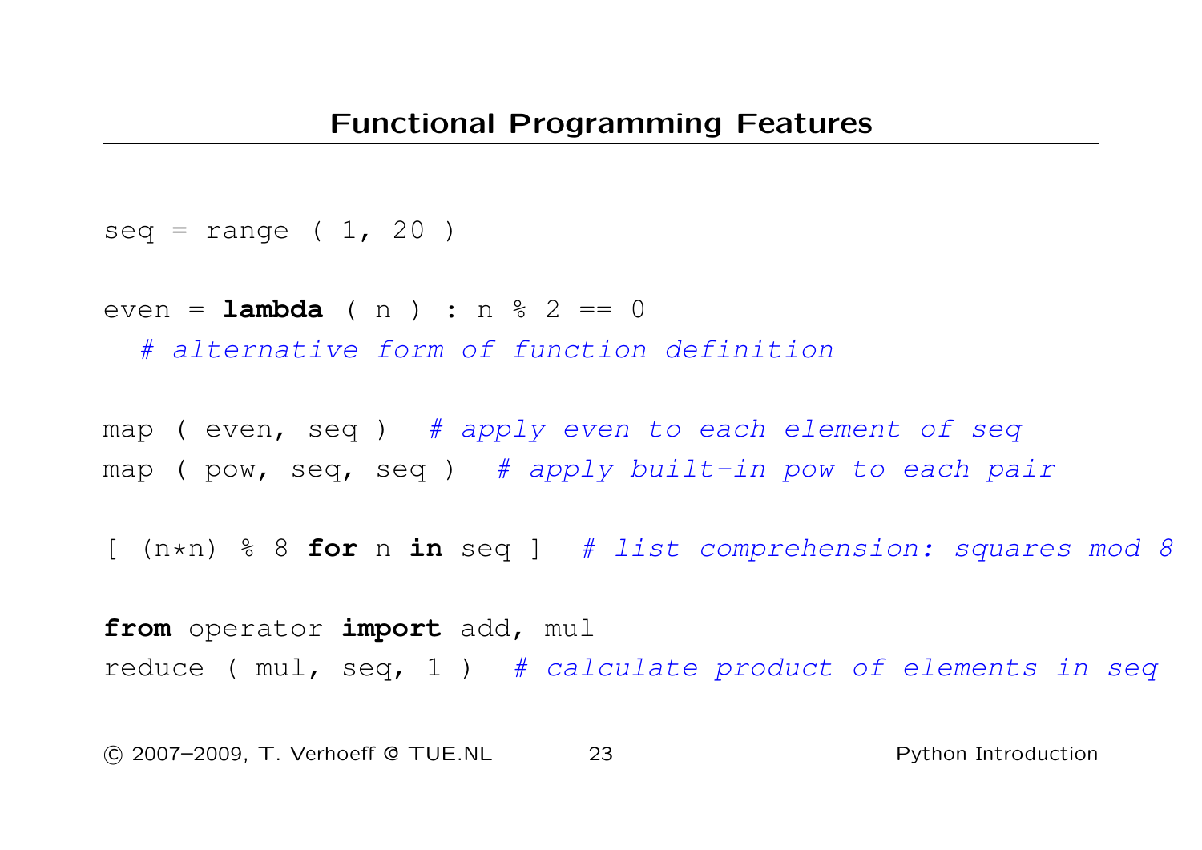## Functional Programming Features

```
seq = range ( 1, 20 )

even = lambda ( n ) : n % 2 == 0
  # alternative form of function definition

map ( even, seq )  # apply even to each element of seq
map ( pow, seq, seq )  # apply built-in pow to each pair

[ (n*n) % 8 for n in seq ]  # list comprehension: squares mod 8

from operator import add, mul
reduce ( mul, seq, 1 )  # calculate product of elements in seq
```

© 2007–2009, T. Verhoeff @ TUE.NL Python Introduction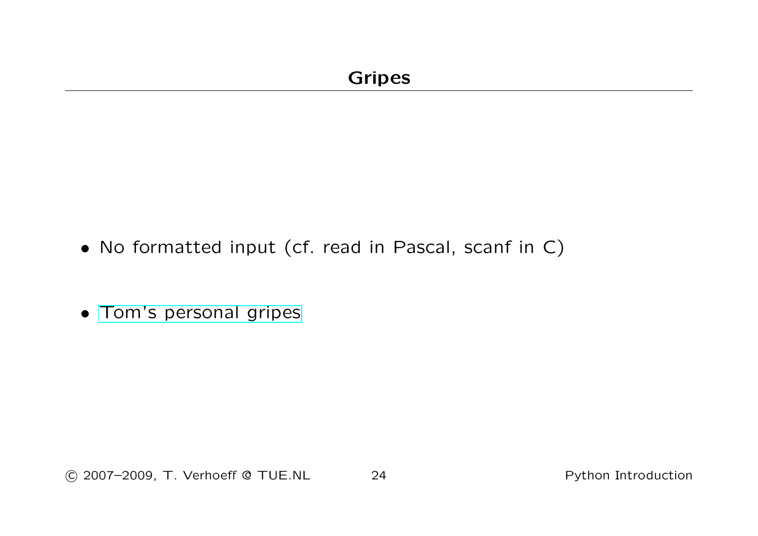# Gripes

- No formatted input (cf. read in Pascal, scanf in C)

- Tom's personal gripes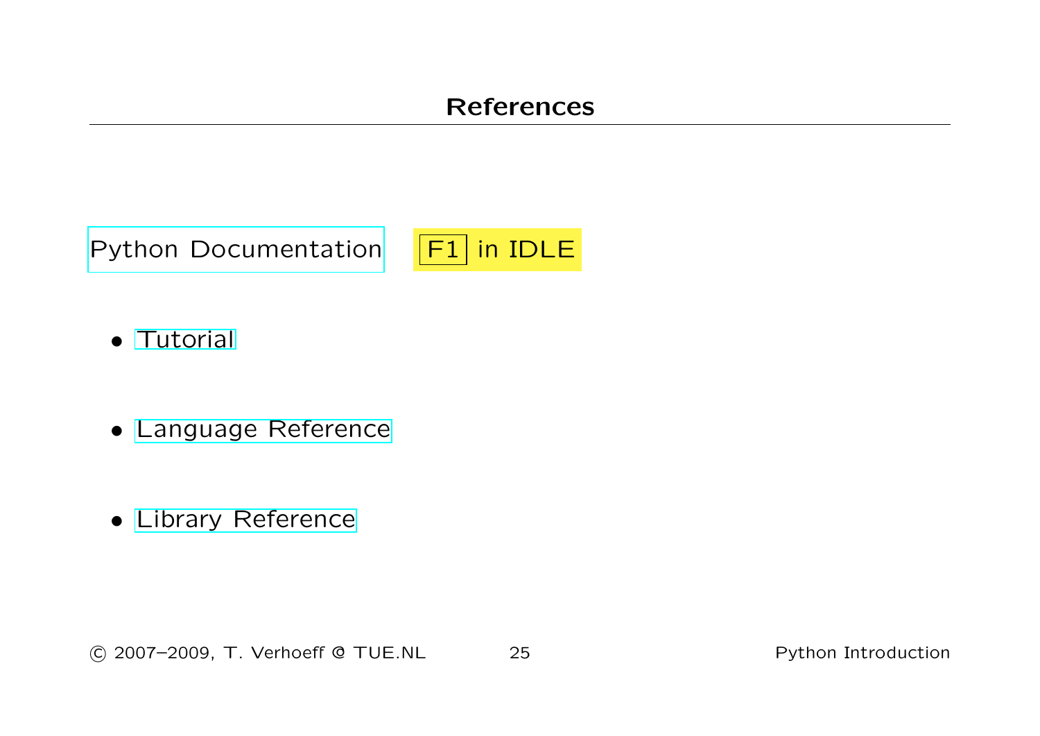# References

Python Documentation    F1 in IDLE

- Tutorial

- Language Reference

- Library Reference